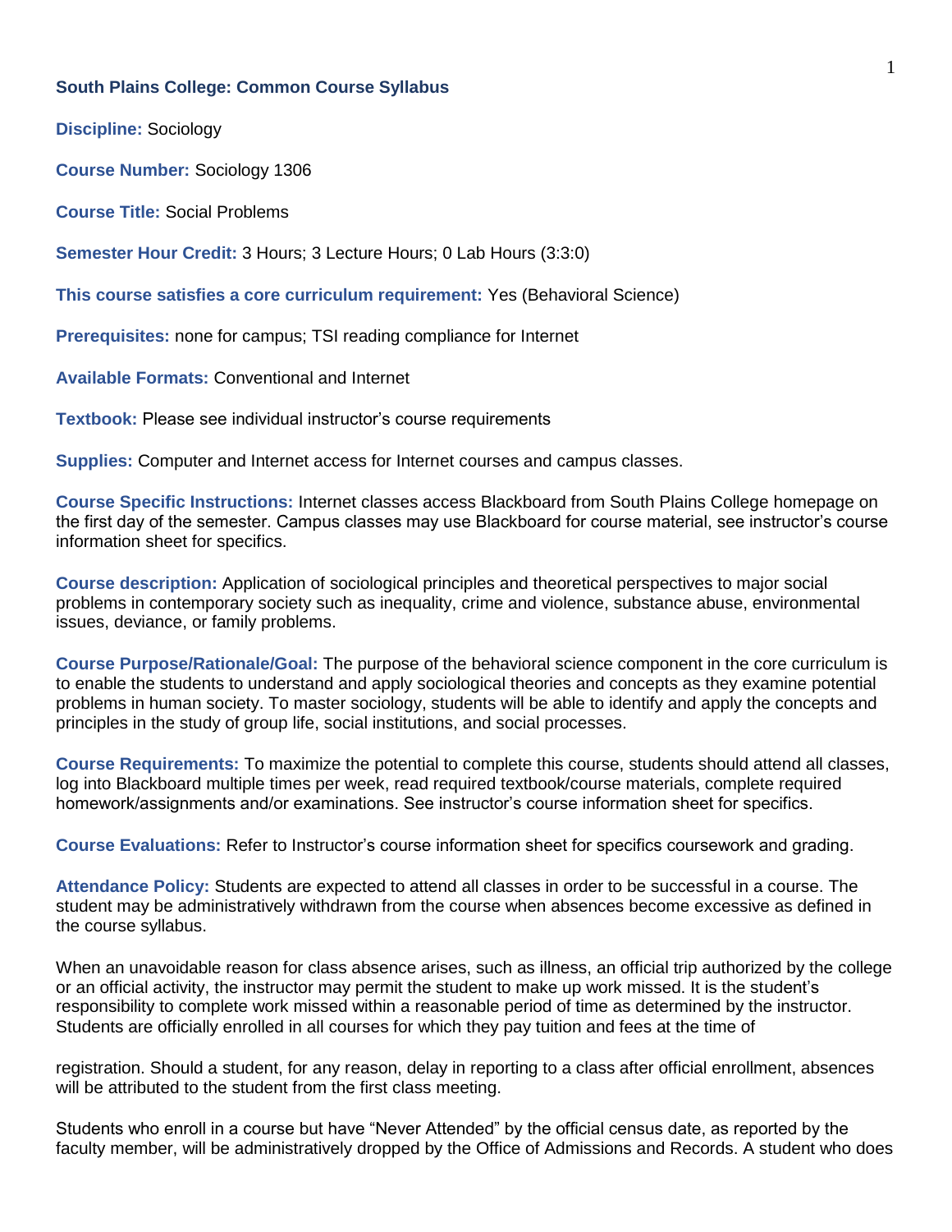**South Plains College: Common Course Syllabus**

**Discipline:** Sociology

**Course Number:** Sociology 1306

**Course Title:** Social Problems

**Semester Hour Credit:** 3 Hours; 3 Lecture Hours; 0 Lab Hours (3:3:0)

**This course satisfies a core curriculum requirement:** Yes (Behavioral Science)

**Prerequisites:** none for campus; TSI reading compliance for Internet

**Available Formats:** Conventional and Internet

**Textbook:** Please see individual instructor's course requirements

**Supplies:** Computer and Internet access for Internet courses and campus classes.

**Course Specific Instructions:** Internet classes access Blackboard from South Plains College homepage on the first day of the semester. Campus classes may use Blackboard for course material, see instructor's course information sheet for specifics.

**Course description:** Application of sociological principles and theoretical perspectives to major social problems in contemporary society such as inequality, crime and violence, substance abuse, environmental issues, deviance, or family problems.

**Course Purpose/Rationale/Goal:** The purpose of the behavioral science component in the core curriculum is to enable the students to understand and apply sociological theories and concepts as they examine potential problems in human society. To master sociology, students will be able to identify and apply the concepts and principles in the study of group life, social institutions, and social processes.

**Course Requirements:** To maximize the potential to complete this course, students should attend all classes, log into Blackboard multiple times per week, read required textbook/course materials, complete required homework/assignments and/or examinations. See instructor's course information sheet for specifics.

**Course Evaluations:** Refer to Instructor's course information sheet for specifics coursework and grading.

**Attendance Policy:** Students are expected to attend all classes in order to be successful in a course. The student may be administratively withdrawn from the course when absences become excessive as defined in the course syllabus.

When an unavoidable reason for class absence arises, such as illness, an official trip authorized by the college or an official activity, the instructor may permit the student to make up work missed. It is the student's responsibility to complete work missed within a reasonable period of time as determined by the instructor. Students are officially enrolled in all courses for which they pay tuition and fees at the time of registration. Should a student, for any reason, delay in reporting to a class after official enrollment, absences will be attributed to the student from the first class meeting.

Students who enroll in a course but have "Never Attended" by the official census date, as reported by the faculty member, will be administratively dropped by the Office of Admissions and Records. A student who does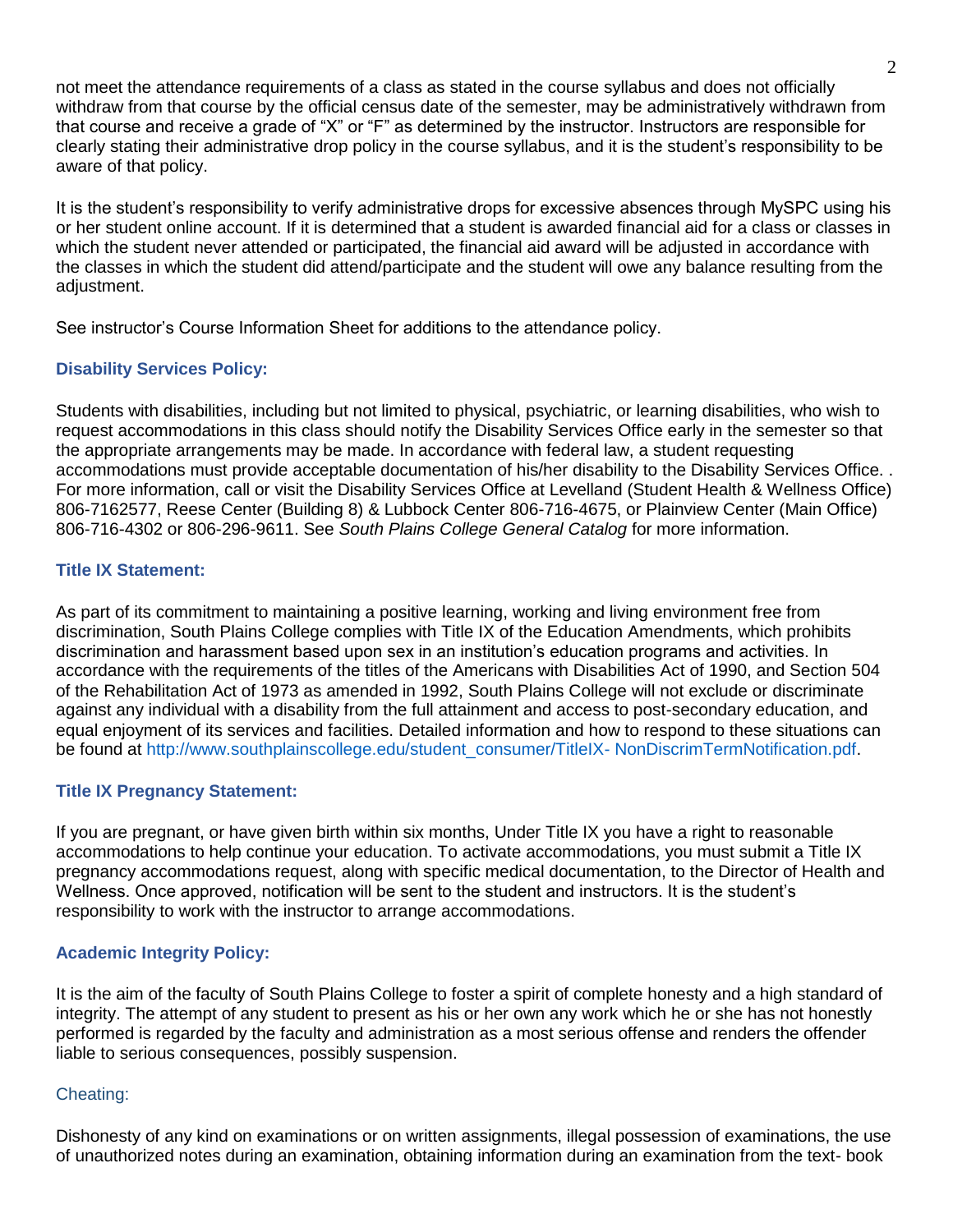not meet the attendance requirements of a class as stated in the course syllabus and does not officially withdraw from that course by the official census date of the semester, may be administratively withdrawn from that course and receive a grade of "X" or "F" as determined by the instructor. Instructors are responsible for clearly stating their administrative drop policy in the course syllabus, and it is the student's responsibility to be aware of that policy.

It is the student's responsibility to verify administrative drops for excessive absences through MySPC using his or her student online account. If it is determined that a student is awarded financial aid for a class or classes in which the student never attended or participated, the financial aid award will be adjusted in accordance with the classes in which the student did attend/participate and the student will owe any balance resulting from the adjustment.

See instructor's Course Information Sheet for additions to the attendance policy.

### Disability Services Policy:

Students with disabilities, including but not limited to physical, psychiatric, or learning disabilities, who wish to request accommodations in this class should notify the Disability Services Office early in the semester so that the appropriate arrangements may be made. In accordance with federal law, a student requesting accommodations must provide acceptable documentation of his/her disability to the Disability Services Office. . For more information, call or visit the Disability Services Office at Levelland (Student Health & Wellness Office) 806-7162577, Reese Center (Building 8) & Lubbock Center 806-716-4675, or Plainview Center (Main Office) 806-716-4302 or 806-296-9611. See *South Plains College General Catalog* for more information.

### Title IX Statement:

As part of its commitment to maintaining a positive learning, working and living environment free from discrimination, South Plains College complies with Title IX of the Education Amendments, which prohibits discrimination and harassment based upon sex in an institution's education programs and activities. In accordance with the requirements of the titles of the Americans with Disabilities Act of 1990, and Section 504 of the Rehabilitation Act of 1973 as amended in 1992, South Plains College will not exclude or discriminate against any individual with a disability from the full attainment and access to post-secondary education, and equal enjoyment of its services and facilities. Detailed information and how to respond to these situations can be found at http://www.southplainscollege.edu/student_consumer/TitleIX- NonDiscrimTermNotification.pdf.

### Title IX Pregnancy Statement:

If you are pregnant, or have given birth within six months, Under Title IX you have a right to reasonable accommodations to help continue your education. To activate accommodations, you must submit a Title IX pregnancy accommodations request, along with specific medical documentation, to the Director of Health and Wellness. Once approved, notification will be sent to the student and instructors. It is the student's responsibility to work with the instructor to arrange accommodations.

### Academic Integrity Policy:

It is the aim of the faculty of South Plains College to foster a spirit of complete honesty and a high standard of integrity. The attempt of any student to present as his or her own any work which he or she has not honestly performed is regarded by the faculty and administration as a most serious offense and renders the offender liable to serious consequences, possibly suspension.

#### Cheating:

Dishonesty of any kind on examinations or on written assignments, illegal possession of examinations, the use of unauthorized notes during an examination, obtaining information during an examination from the text- book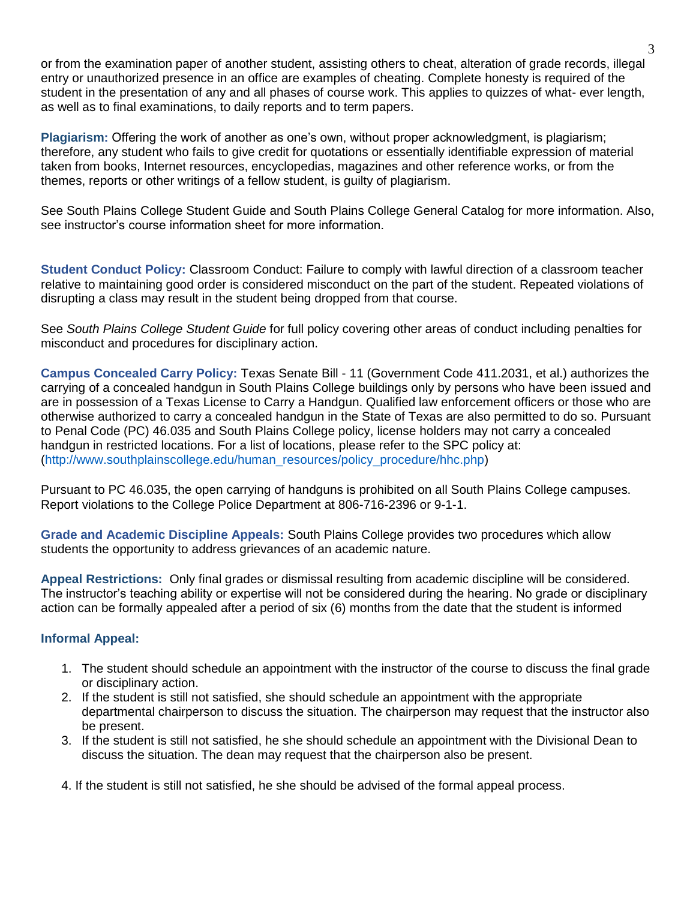or from the examination paper of another student, assisting others to cheat, alteration of grade records, illegal entry or unauthorized presence in an office are examples of cheating. Complete honesty is required of the student in the presentation of any and all phases of course work. This applies to quizzes of what- ever length, as well as to final examinations, to daily reports and to term papers.

**Plagiarism:** Offering the work of another as one's own, without proper acknowledgment, is plagiarism; therefore, any student who fails to give credit for quotations or essentially identifiable expression of material taken from books, Internet resources, encyclopedias, magazines and other reference works, or from the themes, reports or other writings of a fellow student, is guilty of plagiarism.

See South Plains College Student Guide and South Plains College General Catalog for more information. Also, see instructor's course information sheet for more information.

**Student Conduct Policy:** Classroom Conduct: Failure to comply with lawful direction of a classroom teacher relative to maintaining good order is considered misconduct on the part of the student. Repeated violations of disrupting a class may result in the student being dropped from that course.

See *South Plains College Student Guide* for full policy covering other areas of conduct including penalties for misconduct and procedures for disciplinary action.

**Campus Concealed Carry Policy:** Texas Senate Bill - 11 (Government Code 411.2031, et al.) authorizes the carrying of a concealed handgun in South Plains College buildings only by persons who have been issued and are in possession of a Texas License to Carry a Handgun. Qualified law enforcement officers or those who are otherwise authorized to carry a concealed handgun in the State of Texas are also permitted to do so. Pursuant to Penal Code (PC) 46.035 and South Plains College policy, license holders may not carry a concealed handgun in restricted locations. For a list of locations, please refer to the SPC policy at: (http://www.southplainscollege.edu/human_resources/policy_procedure/hhc.php)

Pursuant to PC 46.035, the open carrying of handguns is prohibited on all South Plains College campuses. Report violations to the College Police Department at 806-716-2396 or 9-1-1.

**Grade and Academic Discipline Appeals:** South Plains College provides two procedures which allow students the opportunity to address grievances of an academic nature.

**Appeal Restrictions:** Only final grades or dismissal resulting from academic discipline will be considered. The instructor's teaching ability or expertise will not be considered during the hearing. No grade or disciplinary action can be formally appealed after a period of six (6) months from the date that the student is informed

**Informal Appeal:**

1. The student should schedule an appointment with the instructor of the course to discuss the final grade or disciplinary action.
2. If the student is still not satisfied, she should schedule an appointment with the appropriate departmental chairperson to discuss the situation. The chairperson may request that the instructor also be present.
3. If the student is still not satisfied, he she should schedule an appointment with the Divisional Dean to discuss the situation. The dean may request that the chairperson also be present.
4. If the student is still not satisfied, he she should be advised of the formal appeal process.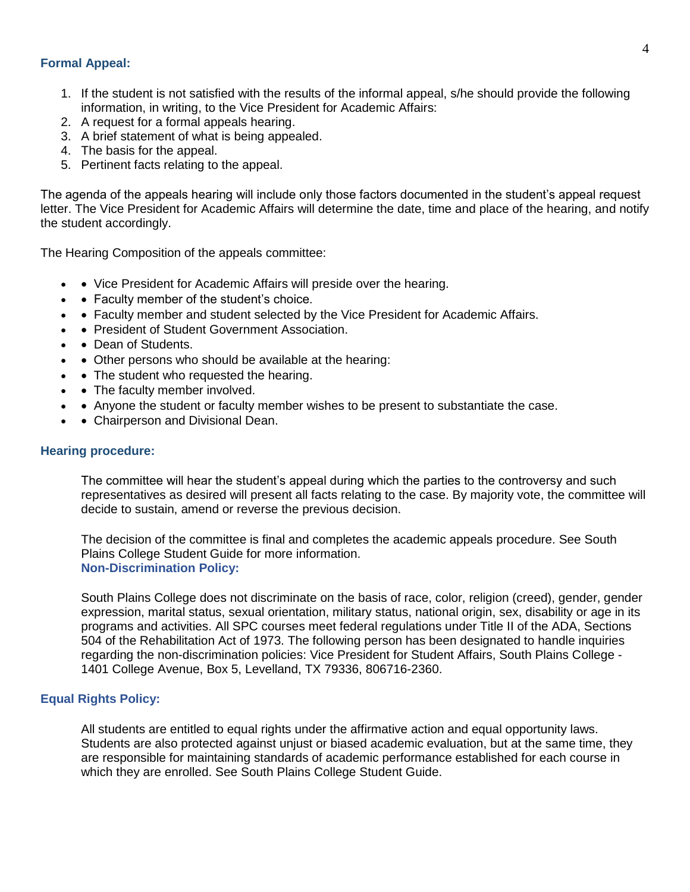### Formal Appeal:

1. If the student is not satisfied with the results of the informal appeal, s/he should provide the following information, in writing, to the Vice President for Academic Affairs:
2. A request for a formal appeals hearing.
3. A brief statement of what is being appealed.
4. The basis for the appeal.
5. Pertinent facts relating to the appeal.

The agenda of the appeals hearing will include only those factors documented in the student's appeal request letter. The Vice President for Academic Affairs will determine the date, time and place of the hearing, and notify the student accordingly.

The Hearing Composition of the appeals committee:

- • Vice President for Academic Affairs will preside over the hearing.
- • Faculty member of the student's choice.
- • Faculty member and student selected by the Vice President for Academic Affairs.
- • President of Student Government Association.
- • Dean of Students.
- • Other persons who should be available at the hearing:
- • The student who requested the hearing.
- • The faculty member involved.
- • Anyone the student or faculty member wishes to be present to substantiate the case.
- • Chairperson and Divisional Dean.

### Hearing procedure:

The committee will hear the student's appeal during which the parties to the controversy and such representatives as desired will present all facts relating to the case. By majority vote, the committee will decide to sustain, amend or reverse the previous decision.

The decision of the committee is final and completes the academic appeals procedure. See South Plains College Student Guide for more information.

### Non-Discrimination Policy:

South Plains College does not discriminate on the basis of race, color, religion (creed), gender, gender expression, marital status, sexual orientation, military status, national origin, sex, disability or age in its programs and activities. All SPC courses meet federal regulations under Title II of the ADA, Sections 504 of the Rehabilitation Act of 1973. The following person has been designated to handle inquiries regarding the non-discrimination policies: Vice President for Student Affairs, South Plains College - 1401 College Avenue, Box 5, Levelland, TX 79336, 806716-2360.

### Equal Rights Policy:

All students are entitled to equal rights under the affirmative action and equal opportunity laws. Students are also protected against unjust or biased academic evaluation, but at the same time, they are responsible for maintaining standards of academic performance established for each course in which they are enrolled. See South Plains College Student Guide.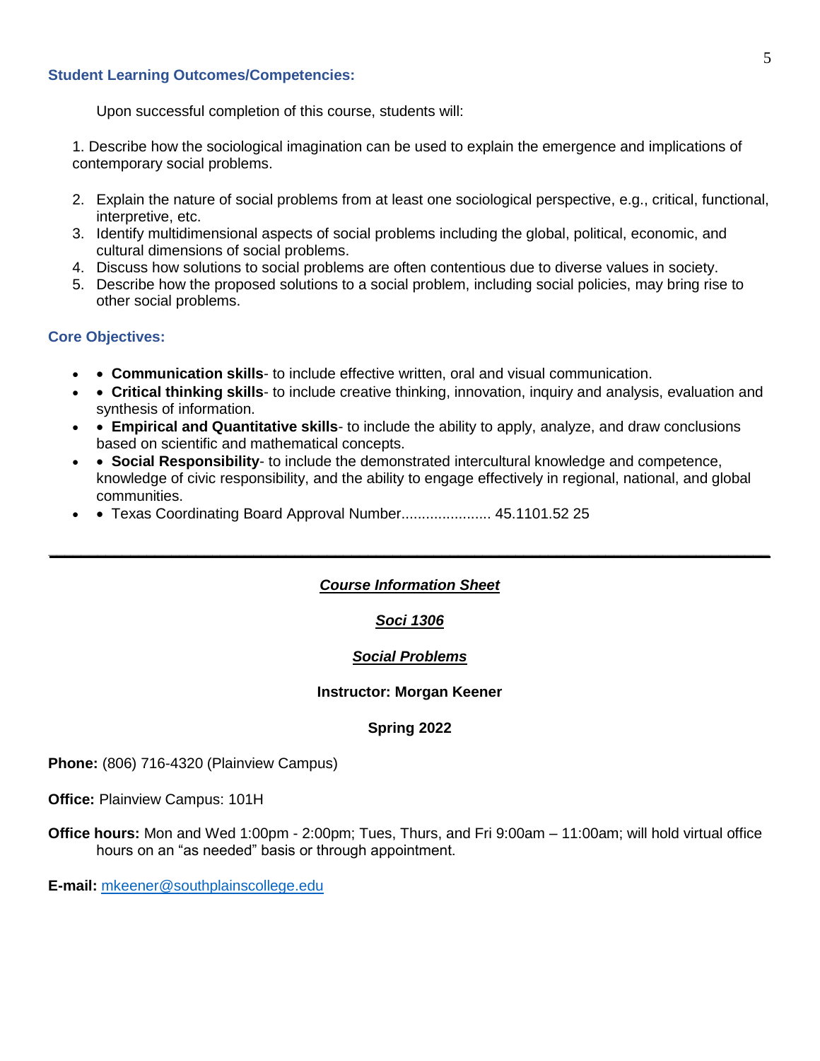### Student Learning Outcomes/Competencies:

Upon successful completion of this course, students will:

1. Describe how the sociological imagination can be used to explain the emergence and implications of contemporary social problems.
2. Explain the nature of social problems from at least one sociological perspective, e.g., critical, functional, interpretive, etc.
3. Identify multidimensional aspects of social problems including the global, political, economic, and cultural dimensions of social problems.
4. Discuss how solutions to social problems are often contentious due to diverse values in society.
5. Describe how the proposed solutions to a social problem, including social policies, may bring rise to other social problems.

### Core Objectives:

- • **Communication skills**- to include effective written, oral and visual communication.
- • **Critical thinking skills**- to include creative thinking, innovation, inquiry and analysis, evaluation and synthesis of information.
- • **Empirical and Quantitative skills**- to include the ability to apply, analyze, and draw conclusions based on scientific and mathematical concepts.
- • **Social Responsibility**- to include the demonstrated intercultural knowledge and competence, knowledge of civic responsibility, and the ability to engage effectively in regional, national, and global communities.
- • Texas Coordinating Board Approval Number...................... 45.1101.52 25

---

## ***Course Information Sheet***

## ***Soci 1306***

## ***Social Problems***

**Instructor: Morgan Keener**

**Spring 2022**

**Phone:** (806) 716-4320 (Plainview Campus)

**Office:** Plainview Campus: 101H

**Office hours:** Mon and Wed 1:00pm - 2:00pm; Tues, Thurs, and Fri 9:00am – 11:00am; will hold virtual office hours on an “as needed” basis or through appointment.

**E-mail:** mkeener@southplainscollege.edu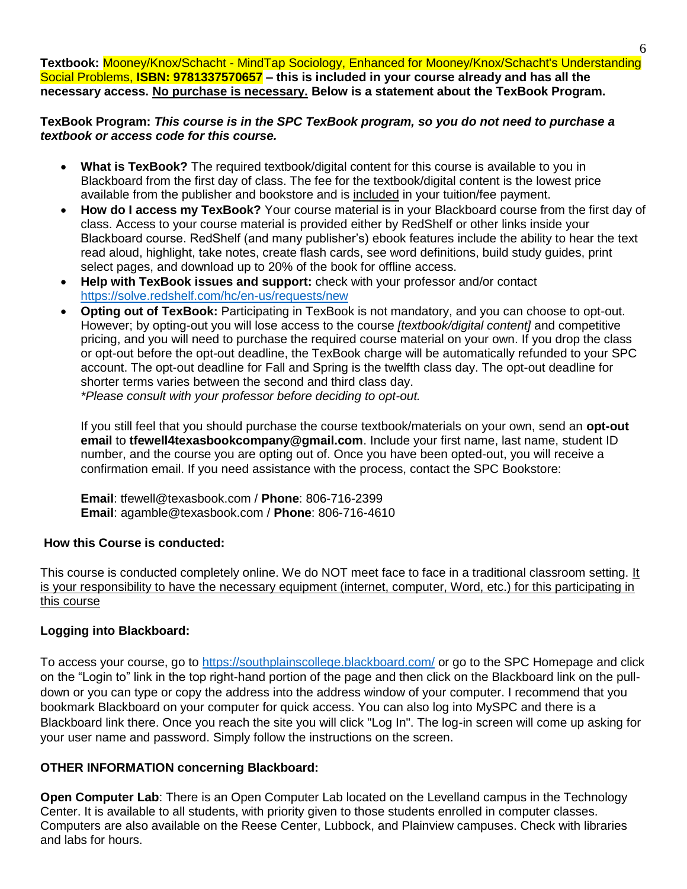**Textbook:** Mooney/Knox/Schacht - MindTap Sociology, Enhanced for Mooney/Knox/Schacht's Understanding Social Problems, **ISBN: 9781337570657 – this is included in your course already and has all the necessary access. No purchase is necessary. Below is a statement about the TexBook Program.**

**TexBook Program:** ***This course is in the SPC TexBook program, so you do not need to purchase a textbook or access code for this course.***

- **What is TexBook?** The required textbook/digital content for this course is available to you in Blackboard from the first day of class. The fee for the textbook/digital content is the lowest price available from the publisher and bookstore and is included in your tuition/fee payment.
- **How do I access my TexBook?** Your course material is in your Blackboard course from the first day of class. Access to your course material is provided either by RedShelf or other links inside your Blackboard course. RedShelf (and many publisher's) ebook features include the ability to hear the text read aloud, highlight, take notes, create flash cards, see word definitions, build study guides, print select pages, and download up to 20% of the book for offline access.
- **Help with TexBook issues and support:** check with your professor and/or contact https://solve.redshelf.com/hc/en-us/requests/new
- **Opting out of TexBook:** Participating in TexBook is not mandatory, and you can choose to opt-out. However; by opting-out you will lose access to the course *[textbook/digital content]* and competitive pricing, and you will need to purchase the required course material on your own. If you drop the class or opt-out before the opt-out deadline, the TexBook charge will be automatically refunded to your SPC account. The opt-out deadline for Fall and Spring is the twelfth class day. The opt-out deadline for shorter terms varies between the second and third class day.
  *\*Please consult with your professor before deciding to opt-out.*

  If you still feel that you should purchase the course textbook/materials on your own, send an **opt-out email** to **tfewell4texasbookcompany@gmail.com**. Include your first name, last name, student ID number, and the course you are opting out of. Once you have been opted-out, you will receive a confirmation email. If you need assistance with the process, contact the SPC Bookstore:

  **Email**: tfewell@texasbook.com / **Phone**: 806-716-2399
  **Email**: agamble@texasbook.com / **Phone**: 806-716-4610

**How this Course is conducted:**

This course is conducted completely online. We do NOT meet face to face in a traditional classroom setting. It is your responsibility to have the necessary equipment (internet, computer, Word, etc.) for this participating in this course

**Logging into Blackboard:**

To access your course, go to https://southplainscollege.blackboard.com/ or go to the SPC Homepage and click on the "Login to" link in the top right-hand portion of the page and then click on the Blackboard link on the pull-down or you can type or copy the address into the address window of your computer. I recommend that you bookmark Blackboard on your computer for quick access. You can also log into MySPC and there is a Blackboard link there. Once you reach the site you will click "Log In". The log-in screen will come up asking for your user name and password. Simply follow the instructions on the screen.

**OTHER INFORMATION concerning Blackboard:**

**Open Computer Lab**: There is an Open Computer Lab located on the Levelland campus in the Technology Center. It is available to all students, with priority given to those students enrolled in computer classes. Computers are also available on the Reese Center, Lubbock, and Plainview campuses. Check with libraries and labs for hours.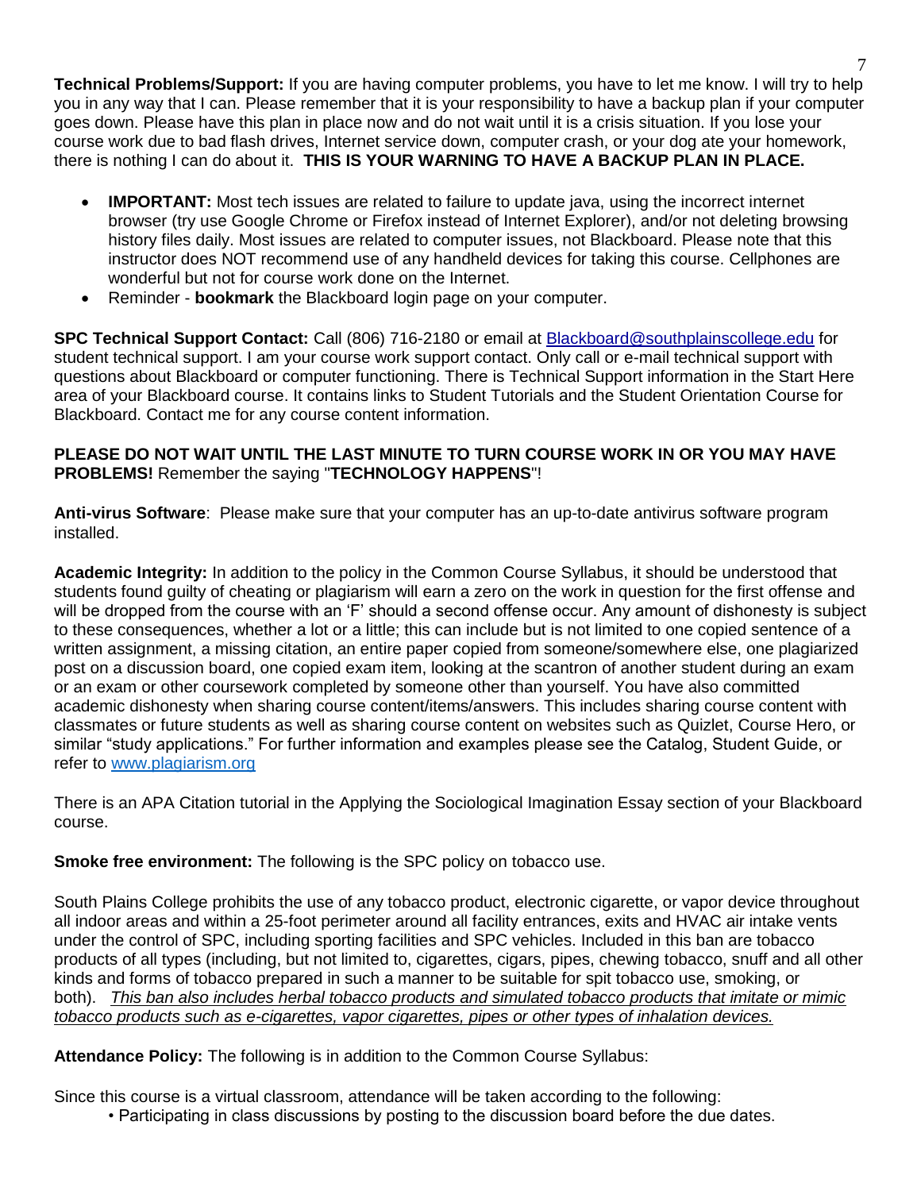**Technical Problems/Support:** If you are having computer problems, you have to let me know. I will try to help you in any way that I can. Please remember that it is your responsibility to have a backup plan if your computer goes down. Please have this plan in place now and do not wait until it is a crisis situation. If you lose your course work due to bad flash drives, Internet service down, computer crash, or your dog ate your homework, there is nothing I can do about it. **THIS IS YOUR WARNING TO HAVE A BACKUP PLAN IN PLACE.**

- **IMPORTANT:** Most tech issues are related to failure to update java, using the incorrect internet browser (try use Google Chrome or Firefox instead of Internet Explorer), and/or not deleting browsing history files daily. Most issues are related to computer issues, not Blackboard. Please note that this instructor does NOT recommend use of any handheld devices for taking this course. Cellphones are wonderful but not for course work done on the Internet.
- Reminder - **bookmark** the Blackboard login page on your computer.

**SPC Technical Support Contact:** Call (806) 716-2180 or email at [Blackboard@southplainscollege.edu](mailto:Blackboard@southplainscollege.edu) for student technical support. I am your course work support contact. Only call or e-mail technical support with questions about Blackboard or computer functioning. There is Technical Support information in the Start Here area of your Blackboard course. It contains links to Student Tutorials and the Student Orientation Course for Blackboard. Contact me for any course content information.

**PLEASE DO NOT WAIT UNTIL THE LAST MINUTE TO TURN COURSE WORK IN OR YOU MAY HAVE PROBLEMS!** Remember the saying "**TECHNOLOGY HAPPENS**"!

**Anti-virus Software**: Please make sure that your computer has an up-to-date antivirus software program installed.

**Academic Integrity:** In addition to the policy in the Common Course Syllabus, it should be understood that students found guilty of cheating or plagiarism will earn a zero on the work in question for the first offense and will be dropped from the course with an 'F' should a second offense occur. Any amount of dishonesty is subject to these consequences, whether a lot or a little; this can include but is not limited to one copied sentence of a written assignment, a missing citation, an entire paper copied from someone/somewhere else, one plagiarized post on a discussion board, one copied exam item, looking at the scantron of another student during an exam or an exam or other coursework completed by someone other than yourself. You have also committed academic dishonesty when sharing course content/items/answers. This includes sharing course content with classmates or future students as well as sharing course content on websites such as Quizlet, Course Hero, or similar "study applications." For further information and examples please see the Catalog, Student Guide, or refer to [www.plagiarism.org](http://www.plagiarism.org)

There is an APA Citation tutorial in the Applying the Sociological Imagination Essay section of your Blackboard course.

**Smoke free environment:** The following is the SPC policy on tobacco use.

South Plains College prohibits the use of any tobacco product, electronic cigarette, or vapor device throughout all indoor areas and within a 25-foot perimeter around all facility entrances, exits and HVAC air intake vents under the control of SPC, including sporting facilities and SPC vehicles. Included in this ban are tobacco products of all types (including, but not limited to, cigarettes, cigars, pipes, chewing tobacco, snuff and all other kinds and forms of tobacco prepared in such a manner to be suitable for spit tobacco use, smoking, or both). *This ban also includes herbal tobacco products and simulated tobacco products that imitate or mimic tobacco products such as e-cigarettes, vapor cigarettes, pipes or other types of inhalation devices.*

**Attendance Policy:** The following is in addition to the Common Course Syllabus:

Since this course is a virtual classroom, attendance will be taken according to the following:

- Participating in class discussions by posting to the discussion board before the due dates.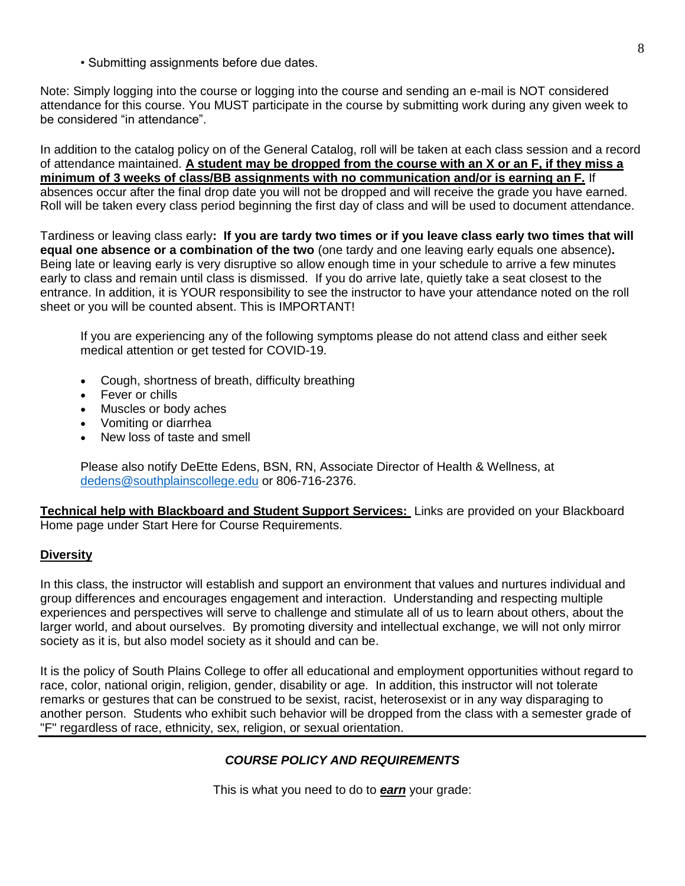• Submitting assignments before due dates.

Note: Simply logging into the course or logging into the course and sending an e-mail is NOT considered attendance for this course. You MUST participate in the course by submitting work during any given week to be considered "in attendance".

In addition to the catalog policy on of the General Catalog, roll will be taken at each class session and a record of attendance maintained. **A student may be dropped from the course with an X or an F, if they miss a minimum of 3 weeks of class/BB assignments with no communication and/or is earning an F.** If absences occur after the final drop date you will not be dropped and will receive the grade you have earned. Roll will be taken every class period beginning the first day of class and will be used to document attendance.

Tardiness or leaving class early**: If you are tardy two times or if you leave class early two times that will equal one absence or a combination of the two** (one tardy and one leaving early equals one absence)**.** Being late or leaving early is very disruptive so allow enough time in your schedule to arrive a few minutes early to class and remain until class is dismissed. If you do arrive late, quietly take a seat closest to the entrance. In addition, it is YOUR responsibility to see the instructor to have your attendance noted on the roll sheet or you will be counted absent. This is IMPORTANT!

If you are experiencing any of the following symptoms please do not attend class and either seek medical attention or get tested for COVID-19.

- Cough, shortness of breath, difficulty breathing
- Fever or chills
- Muscles or body aches
- Vomiting or diarrhea
- New loss of taste and smell

Please also notify DeEtte Edens, BSN, RN, Associate Director of Health & Wellness, at dedens@southplainscollege.edu or 806-716-2376.

**Technical help with Blackboard and Student Support Services:** Links are provided on your Blackboard Home page under Start Here for Course Requirements.

**Diversity**

In this class, the instructor will establish and support an environment that values and nurtures individual and group differences and encourages engagement and interaction. Understanding and respecting multiple experiences and perspectives will serve to challenge and stimulate all of us to learn about others, about the larger world, and about ourselves. By promoting diversity and intellectual exchange, we will not only mirror society as it is, but also model society as it should and can be.

It is the policy of South Plains College to offer all educational and employment opportunities without regard to race, color, national origin, religion, gender, disability or age. In addition, this instructor will not tolerate remarks or gestures that can be construed to be sexist, racist, heterosexist or in any way disparaging to another person. Students who exhibit such behavior will be dropped from the class with a semester grade of "F" regardless of race, ethnicity, sex, religion, or sexual orientation.

---

## *COURSE POLICY AND REQUIREMENTS*

This is what you need to do to ***earn*** your grade: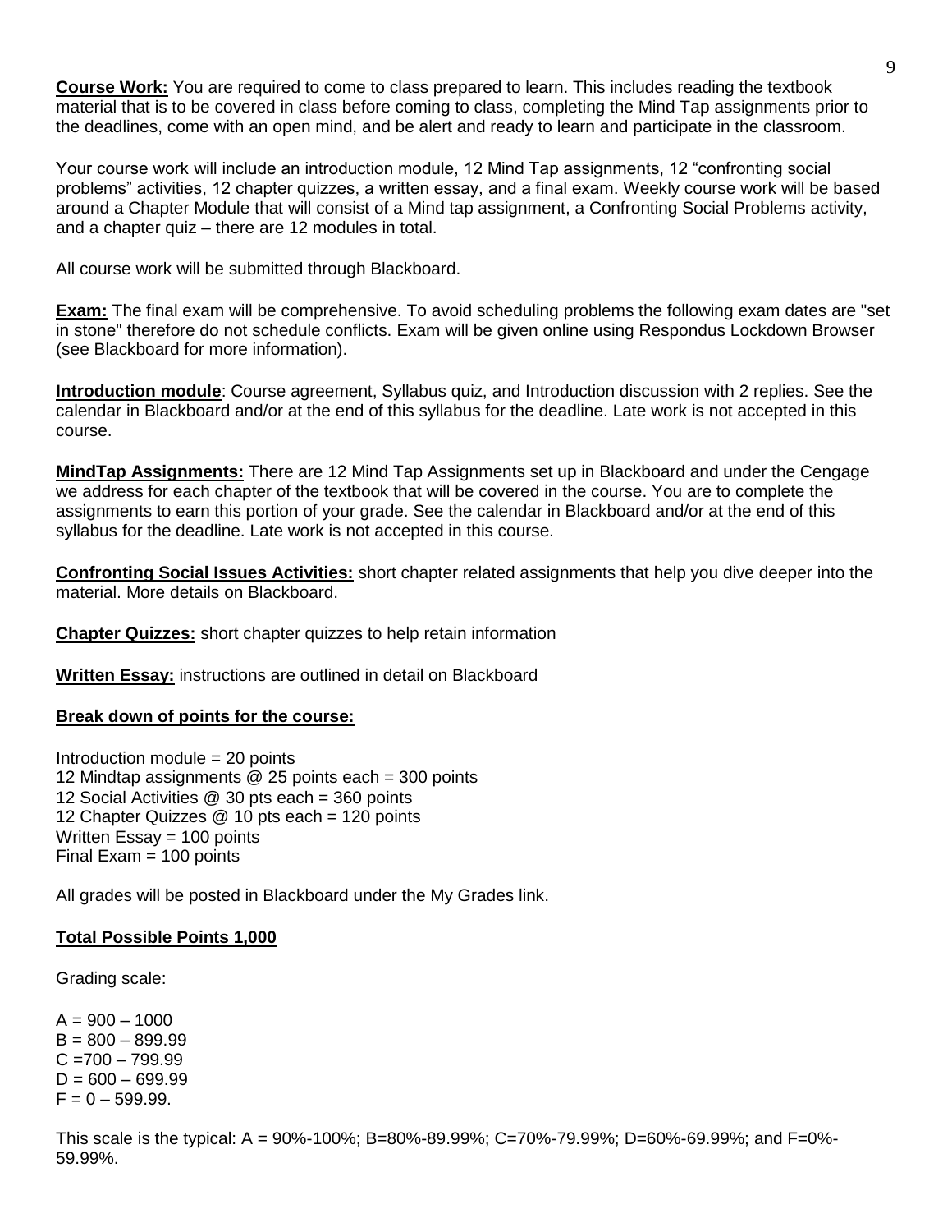**Course Work:** You are required to come to class prepared to learn. This includes reading the textbook material that is to be covered in class before coming to class, completing the Mind Tap assignments prior to the deadlines, come with an open mind, and be alert and ready to learn and participate in the classroom.

Your course work will include an introduction module, 12 Mind Tap assignments, 12 "confronting social problems" activities, 12 chapter quizzes, a written essay, and a final exam. Weekly course work will be based around a Chapter Module that will consist of a Mind tap assignment, a Confronting Social Problems activity, and a chapter quiz – there are 12 modules in total.

All course work will be submitted through Blackboard.

**Exam:** The final exam will be comprehensive. To avoid scheduling problems the following exam dates are "set in stone" therefore do not schedule conflicts. Exam will be given online using Respondus Lockdown Browser (see Blackboard for more information).

**Introduction module**: Course agreement, Syllabus quiz, and Introduction discussion with 2 replies. See the calendar in Blackboard and/or at the end of this syllabus for the deadline. Late work is not accepted in this course.

**MindTap Assignments:** There are 12 Mind Tap Assignments set up in Blackboard and under the Cengage we address for each chapter of the textbook that will be covered in the course. You are to complete the assignments to earn this portion of your grade. See the calendar in Blackboard and/or at the end of this syllabus for the deadline. Late work is not accepted in this course.

**Confronting Social Issues Activities:** short chapter related assignments that help you dive deeper into the material. More details on Blackboard.

**Chapter Quizzes:** short chapter quizzes to help retain information

**Written Essay:** instructions are outlined in detail on Blackboard

**Break down of points for the course:**

Introduction module = 20 points
12 Mindtap assignments @ 25 points each = 300 points
12 Social Activities @ 30 pts each = 360 points
12 Chapter Quizzes @ 10 pts each = 120 points
Written Essay = 100 points
Final Exam = 100 points

All grades will be posted in Blackboard under the My Grades link.

**Total Possible Points 1,000**

Grading scale:

A = 900 – 1000
B = 800 – 899.99
C =700 – 799.99
D = 600 – 699.99
F = 0 – 599.99.

This scale is the typical: A = 90%-100%; B=80%-89.99%; C=70%-79.99%; D=60%-69.99%; and F=0%-59.99%.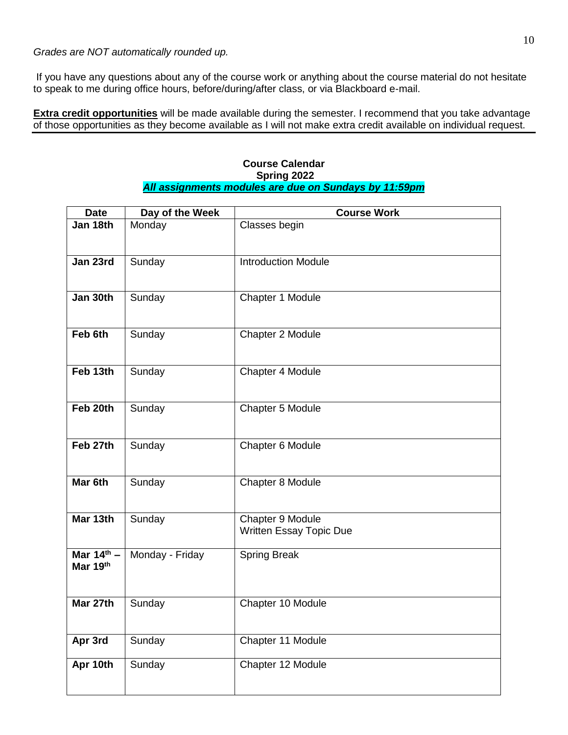*Grades are NOT automatically rounded up.*

If you have any questions about any of the course work or anything about the course material do not hesitate to speak to me during office hours, before/during/after class, or via Blackboard e-mail.

**Extra credit opportunities** will be made available during the semester. I recommend that you take advantage of those opportunities as they become available as I will not make extra credit available on individual request.

---

**Course Calendar**
**Spring 2022**
***All assignments modules are due on Sundays by 11:59pm***

| Date | Day of the Week | Course Work |
|---|---|---|
| **Jan 18th** | Monday | Classes begin |
| **Jan 23rd** | Sunday | Introduction Module |
| **Jan 30th** | Sunday | Chapter 1 Module |
| **Feb 6th** | Sunday | Chapter 2 Module |
| **Feb 13th** | Sunday | Chapter 4 Module |
| **Feb 20th** | Sunday | Chapter 5 Module |
| **Feb 27th** | Sunday | Chapter 6 Module |
| **Mar 6th** | Sunday | Chapter 8 Module |
| **Mar 13th** | Sunday | Chapter 9 Module<br>Written Essay Topic Due |
| **Mar 14th – Mar 19th** | Monday - Friday | Spring Break |
| **Mar 27th** | Sunday | Chapter 10 Module |
| **Apr 3rd** | Sunday | Chapter 11 Module |
| **Apr 10th** | Sunday | Chapter 12 Module |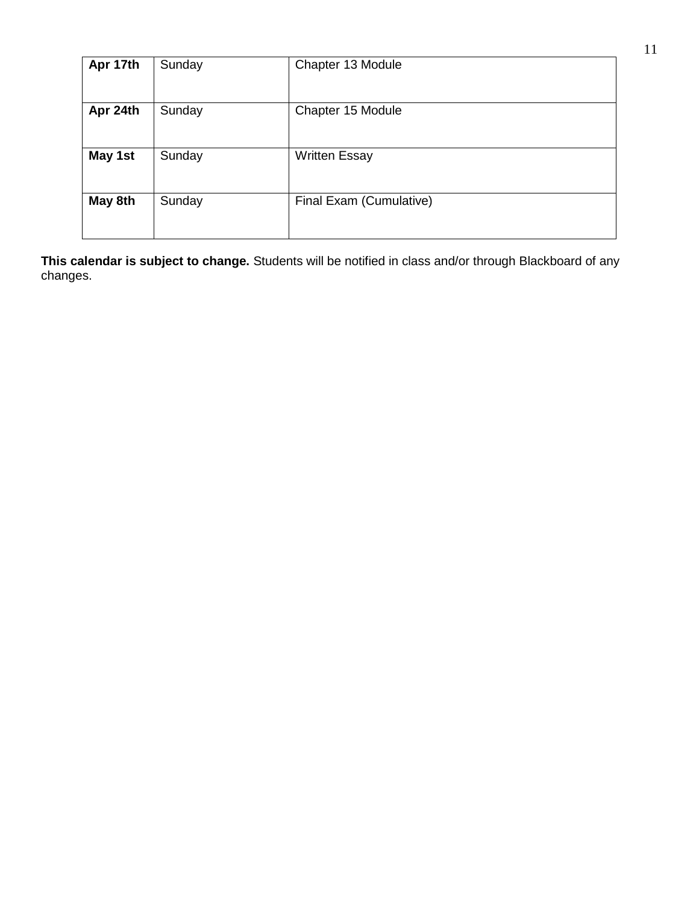| | | |
|---|---|---|
| **Apr 17th** | Sunday | Chapter 13 Module |
| **Apr 24th** | Sunday | Chapter 15 Module |
| **May 1st** | Sunday | Written Essay |
| **May 8th** | Sunday | Final Exam (Cumulative) |

**This calendar is subject to change.** Students will be notified in class and/or through Blackboard of any changes.